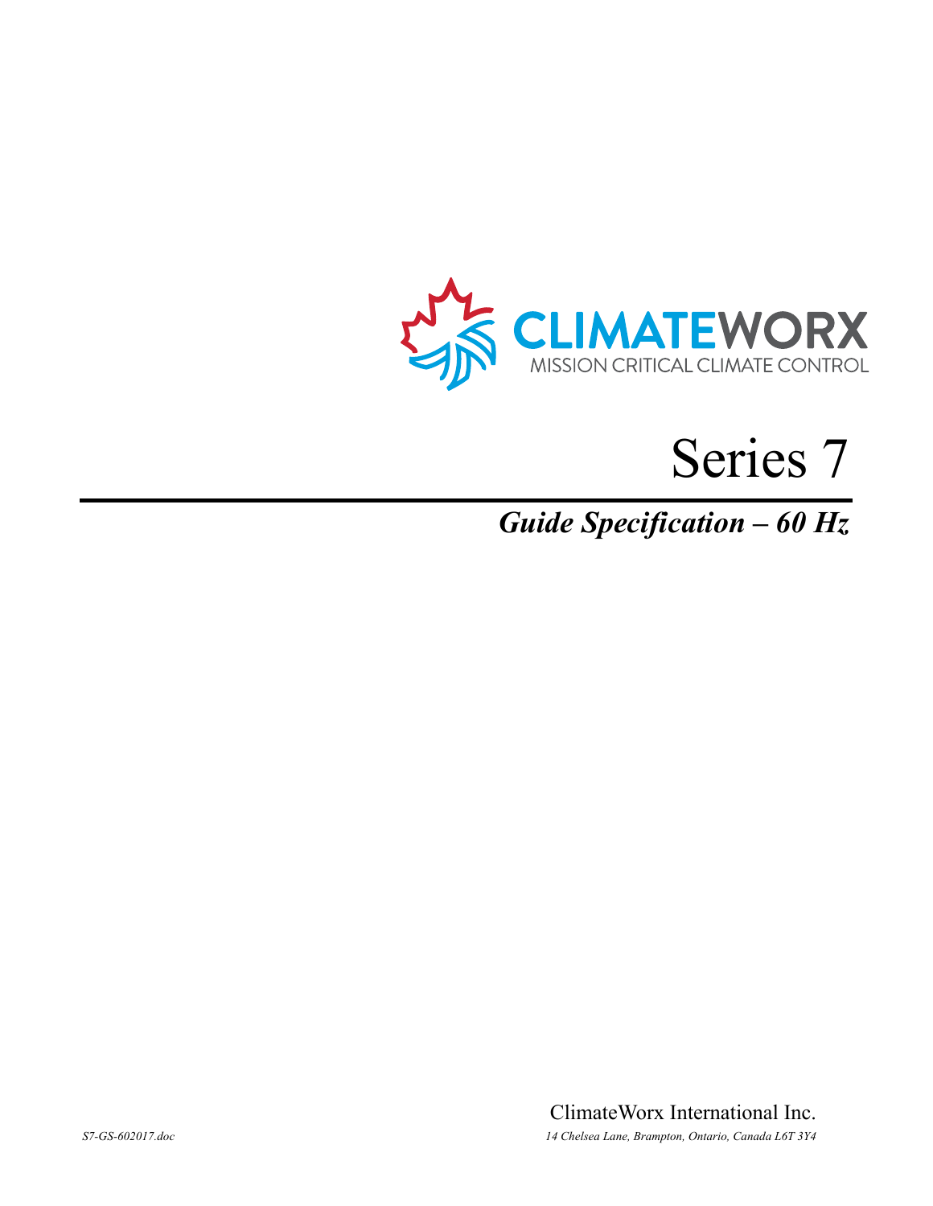CLIMATEWORX

MISSION CRITICAL CLIMATE CONTROL

# Series 7

## *Guide Specification – 60 Hz*

ClimateWorx International Inc.

*S7-GS-602017.doc*

*14 Chelsea Lane, Brampton, Ontario, Canada L6T 3Y4*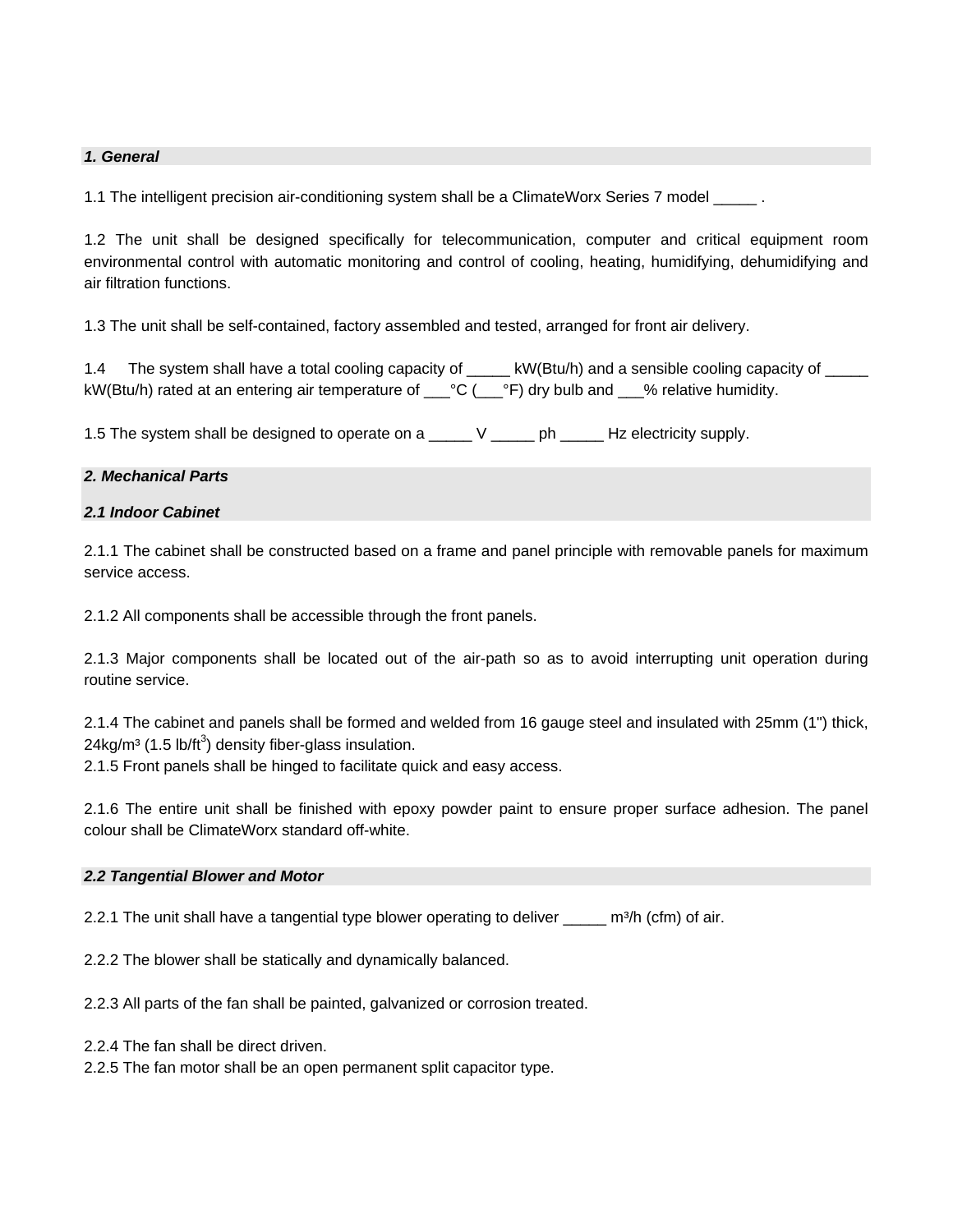### *1. General*

1.1 The intelligent precision air-conditioning system shall be a ClimateWorx Series 7 model _____ .

1.2 The unit shall be designed specifically for telecommunication, computer and critical equipment room environmental control with automatic monitoring and control of cooling, heating, humidifying, dehumidifying and air filtration functions.

1.3 The unit shall be self-contained, factory assembled and tested, arranged for front air delivery.

1.4 The system shall have a total cooling capacity of _____ kW(Btu/h) and a sensible cooling capacity of _____ kW(Btu/h) rated at an entering air temperature of ___°C (___°F) dry bulb and ___% relative humidity.

1.5 The system shall be designed to operate on a _____ V _____ ph _____ Hz electricity supply.

### *2. Mechanical Parts*

#### *2.1 Indoor Cabinet*

2.1.1 The cabinet shall be constructed based on a frame and panel principle with removable panels for maximum service access.

2.1.2 All components shall be accessible through the front panels.

2.1.3 Major components shall be located out of the air-path so as to avoid interrupting unit operation during routine service.

2.1.4 The cabinet and panels shall be formed and welded from 16 gauge steel and insulated with 25mm (1") thick, 24kg/m$^3$ (1.5 lb/ft$^3$) density fiber-glass insulation.

2.1.5 Front panels shall be hinged to facilitate quick and easy access.

2.1.6 The entire unit shall be finished with epoxy powder paint to ensure proper surface adhesion. The panel colour shall be ClimateWorx standard off-white.

#### *2.2 Tangential Blower and Motor*

2.2.1 The unit shall have a tangential type blower operating to deliver _____ m$^3$/h (cfm) of air.

2.2.2 The blower shall be statically and dynamically balanced.

2.2.3 All parts of the fan shall be painted, galvanized or corrosion treated.

2.2.4 The fan shall be direct driven.

2.2.5 The fan motor shall be an open permanent split capacitor type.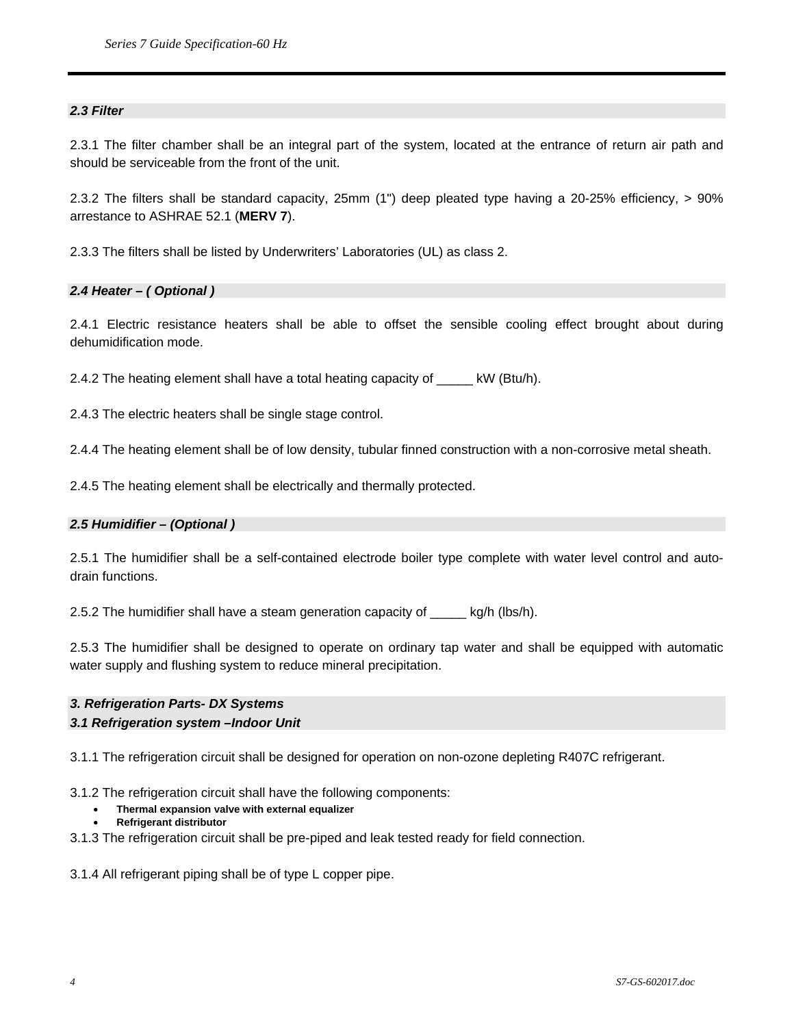### *2.3 Filter*

2.3.1 The filter chamber shall be an integral part of the system, located at the entrance of return air path and should be serviceable from the front of the unit.

2.3.2 The filters shall be standard capacity, 25mm (1") deep pleated type having a 20-25% efficiency, > 90% arrestance to ASHRAE 52.1 (**MERV 7**).

2.3.3 The filters shall be listed by Underwriters' Laboratories (UL) as class 2.

### *2.4 Heater – ( Optional )*

2.4.1 Electric resistance heaters shall be able to offset the sensible cooling effect brought about during dehumidification mode.

2.4.2 The heating element shall have a total heating capacity of _____ kW (Btu/h).

2.4.3 The electric heaters shall be single stage control.

2.4.4 The heating element shall be of low density, tubular finned construction with a non-corrosive metal sheath.

2.4.5 The heating element shall be electrically and thermally protected.

### *2.5 Humidifier – (Optional )*

2.5.1 The humidifier shall be a self-contained electrode boiler type complete with water level control and auto-drain functions.

2.5.2 The humidifier shall have a steam generation capacity of _____ kg/h (lbs/h).

2.5.3 The humidifier shall be designed to operate on ordinary tap water and shall be equipped with automatic water supply and flushing system to reduce mineral precipitation.

## *3. Refrigeration Parts- DX Systems*

### *3.1 Refrigeration system –Indoor Unit*

3.1.1 The refrigeration circuit shall be designed for operation on non-ozone depleting R407C refrigerant.

3.1.2 The refrigeration circuit shall have the following components:

- **Thermal expansion valve with external equalizer**
- **Refrigerant distributor**

3.1.3 The refrigeration circuit shall be pre-piped and leak tested ready for field connection.

3.1.4 All refrigerant piping shall be of type L copper pipe.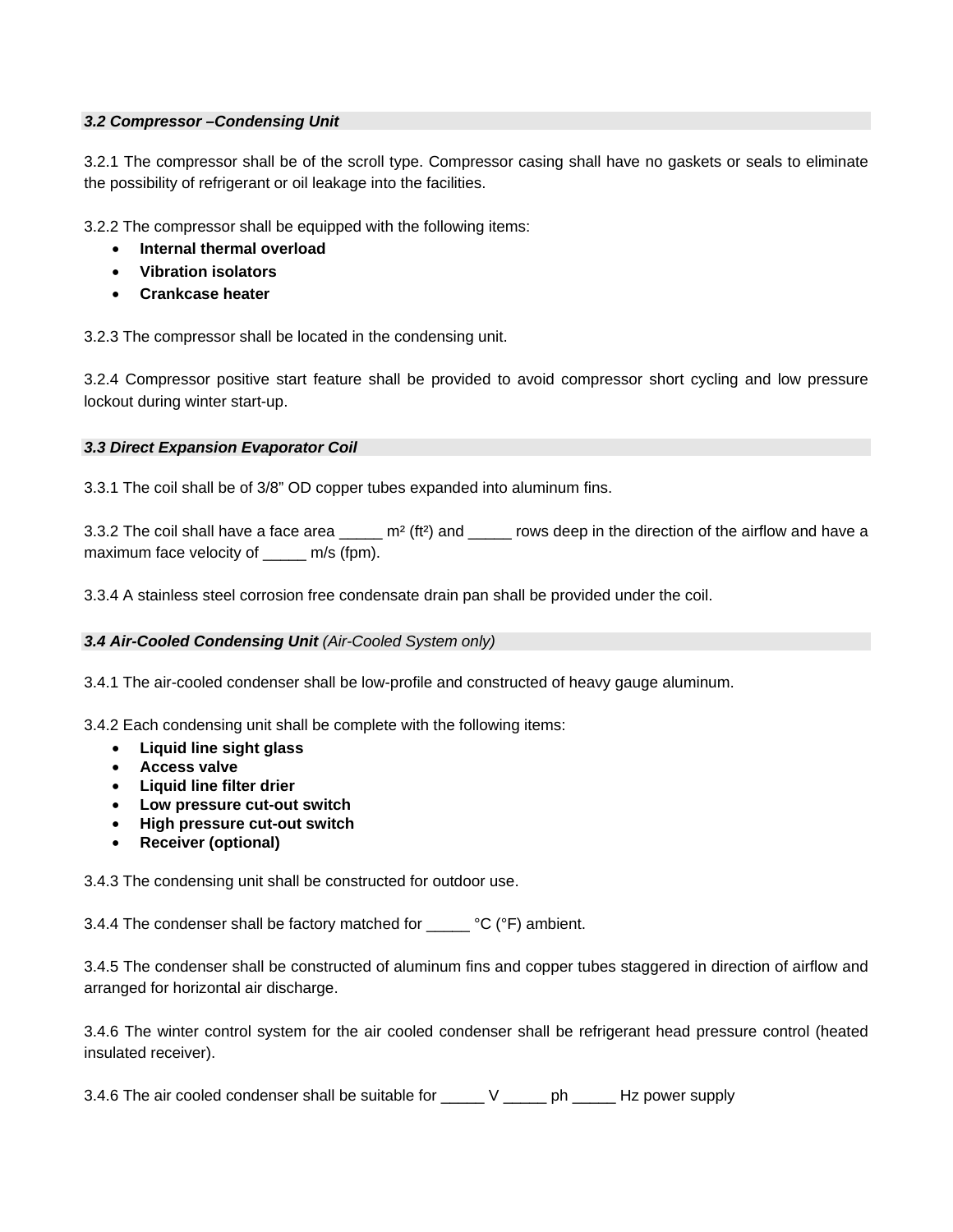### *3.2 Compressor –Condensing Unit*

3.2.1 The compressor shall be of the scroll type. Compressor casing shall have no gaskets or seals to eliminate the possibility of refrigerant or oil leakage into the facilities.

3.2.2 The compressor shall be equipped with the following items:

- **Internal thermal overload**
- **Vibration isolators**
- **Crankcase heater**

3.2.3 The compressor shall be located in the condensing unit.

3.2.4 Compressor positive start feature shall be provided to avoid compressor short cycling and low pressure lockout during winter start-up.

### *3.3 Direct Expansion Evaporator Coil*

3.3.1 The coil shall be of 3/8" OD copper tubes expanded into aluminum fins.

3.3.2 The coil shall have a face area _____ m² (ft²) and _____ rows deep in the direction of the airflow and have a maximum face velocity of _____ m/s (fpm).

3.3.4 A stainless steel corrosion free condensate drain pan shall be provided under the coil.

### ***3.4 Air-Cooled Condensing Unit*** *(Air-Cooled System only)*

3.4.1 The air-cooled condenser shall be low-profile and constructed of heavy gauge aluminum.

3.4.2 Each condensing unit shall be complete with the following items:

- **Liquid line sight glass**
- **Access valve**
- **Liquid line filter drier**
- **Low pressure cut-out switch**
- **High pressure cut-out switch**
- **Receiver (optional)**

3.4.3 The condensing unit shall be constructed for outdoor use.

3.4.4 The condenser shall be factory matched for _____ °C (°F) ambient.

3.4.5 The condenser shall be constructed of aluminum fins and copper tubes staggered in direction of airflow and arranged for horizontal air discharge.

3.4.6 The winter control system for the air cooled condenser shall be refrigerant head pressure control (heated insulated receiver).

3.4.6 The air cooled condenser shall be suitable for _____ V _____ ph _____ Hz power supply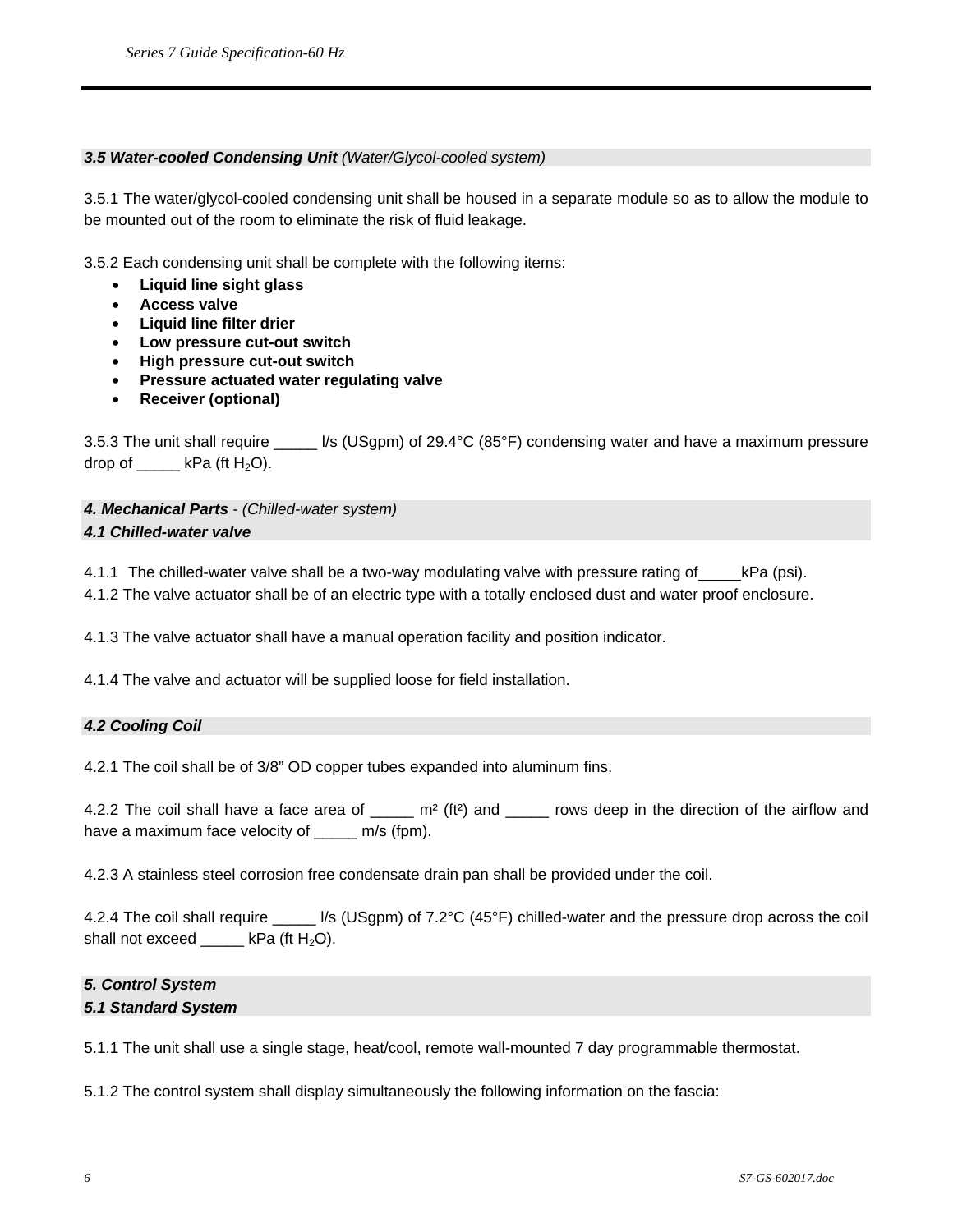### ***3.5 Water-cooled Condensing Unit*** *(Water/Glycol-cooled system)*

3.5.1 The water/glycol-cooled condensing unit shall be housed in a separate module so as to allow the module to be mounted out of the room to eliminate the risk of fluid leakage.

3.5.2 Each condensing unit shall be complete with the following items:

- **Liquid line sight glass**
- **Access valve**
- **Liquid line filter drier**
- **Low pressure cut-out switch**
- **High pressure cut-out switch**
- **Pressure actuated water regulating valve**
- **Receiver (optional)**

3.5.3 The unit shall require _____ l/s (USgpm) of 29.4°C (85°F) condensing water and have a maximum pressure drop of _____ kPa (ft $H_2O$).

## ***4. Mechanical Parts*** *- (Chilled-water system)*

### ***4.1 Chilled-water valve***

4.1.1 The chilled-water valve shall be a two-way modulating valve with pressure rating of_____kPa (psi).

4.1.2 The valve actuator shall be of an electric type with a totally enclosed dust and water proof enclosure.

4.1.3 The valve actuator shall have a manual operation facility and position indicator.

4.1.4 The valve and actuator will be supplied loose for field installation.

### ***4.2 Cooling Coil***

4.2.1 The coil shall be of 3/8" OD copper tubes expanded into aluminum fins.

4.2.2 The coil shall have a face area of _____ m² (ft²) and _____ rows deep in the direction of the airflow and have a maximum face velocity of _____ m/s (fpm).

4.2.3 A stainless steel corrosion free condensate drain pan shall be provided under the coil.

4.2.4 The coil shall require _____ l/s (USgpm) of 7.2°C (45°F) chilled-water and the pressure drop across the coil shall not exceed _____ kPa (ft $H_2O$).

## ***5. Control System***

### ***5.1 Standard System***

5.1.1 The unit shall use a single stage, heat/cool, remote wall-mounted 7 day programmable thermostat.

5.1.2 The control system shall display simultaneously the following information on the fascia: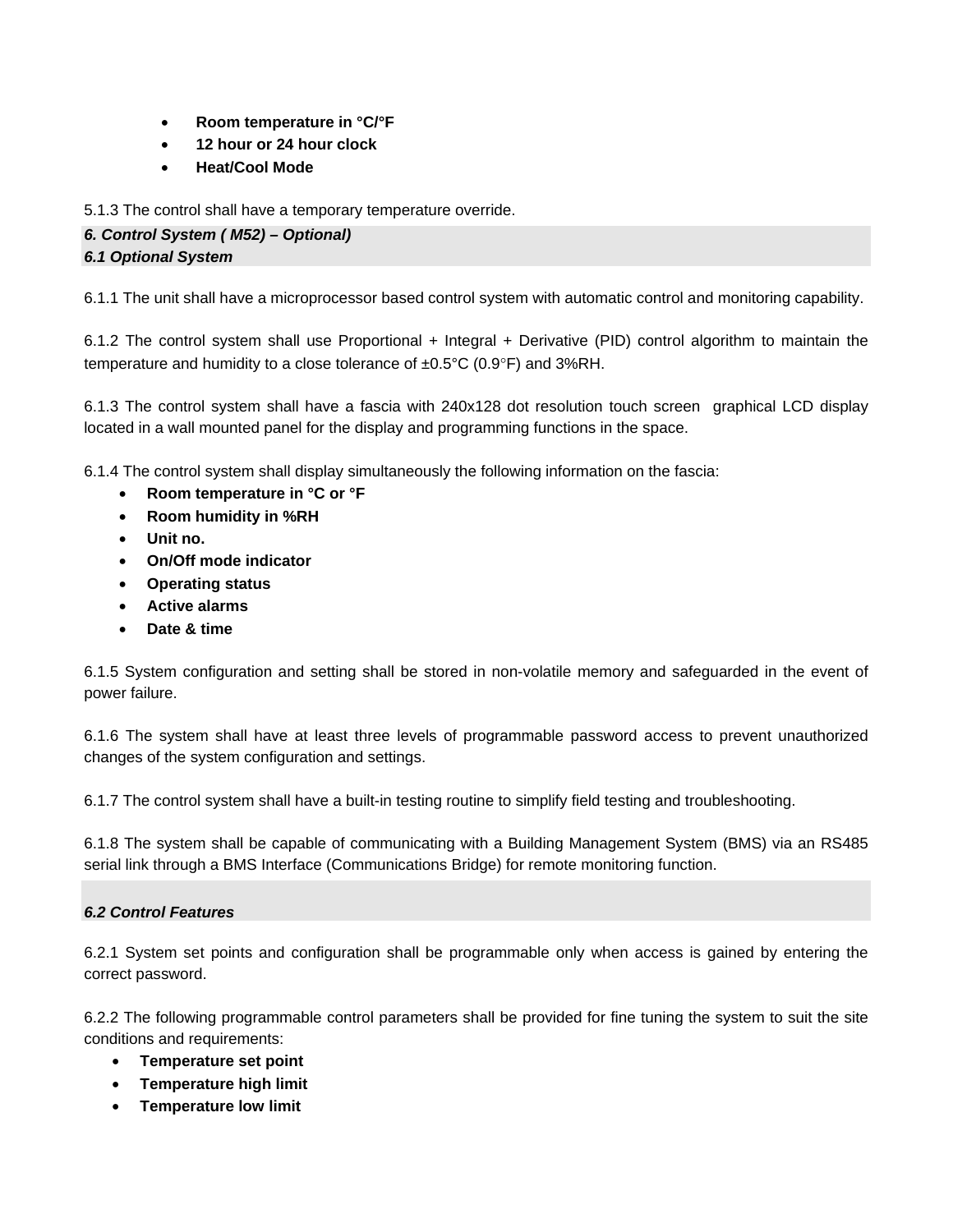- **Room temperature in °C/°F**
- **12 hour or 24 hour clock**
- **Heat/Cool Mode**

5.1.3 The control shall have a temporary temperature override.

### *6. Control System ( M52) – Optional)*

### *6.1 Optional System*

6.1.1 The unit shall have a microprocessor based control system with automatic control and monitoring capability.

6.1.2 The control system shall use Proportional + Integral + Derivative (PID) control algorithm to maintain the temperature and humidity to a close tolerance of ±0.5°C (0.9°F) and 3%RH.

6.1.3 The control system shall have a fascia with 240x128 dot resolution touch screen graphical LCD display located in a wall mounted panel for the display and programming functions in the space.

6.1.4 The control system shall display simultaneously the following information on the fascia:

- **Room temperature in °C or °F**
- **Room humidity in %RH**
- **Unit no.**
- **On/Off mode indicator**
- **Operating status**
- **Active alarms**
- **Date & time**

6.1.5 System configuration and setting shall be stored in non-volatile memory and safeguarded in the event of power failure.

6.1.6 The system shall have at least three levels of programmable password access to prevent unauthorized changes of the system configuration and settings.

6.1.7 The control system shall have a built-in testing routine to simplify field testing and troubleshooting.

6.1.8 The system shall be capable of communicating with a Building Management System (BMS) via an RS485 serial link through a BMS Interface (Communications Bridge) for remote monitoring function.

### *6.2 Control Features*

6.2.1 System set points and configuration shall be programmable only when access is gained by entering the correct password.

6.2.2 The following programmable control parameters shall be provided for fine tuning the system to suit the site conditions and requirements:

- **Temperature set point**
- **Temperature high limit**
- **Temperature low limit**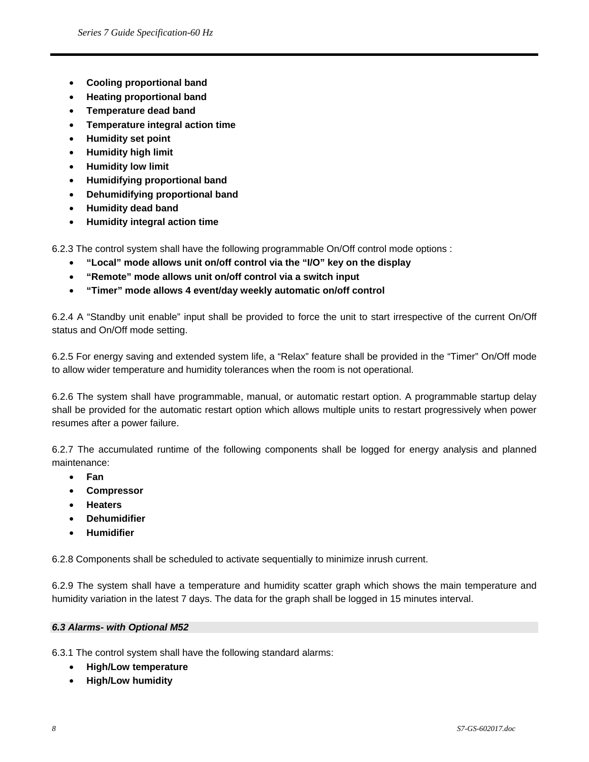- **Cooling proportional band**
- **Heating proportional band**
- **Temperature dead band**
- **Temperature integral action time**
- **Humidity set point**
- **Humidity high limit**
- **Humidity low limit**
- **Humidifying proportional band**
- **Dehumidifying proportional band**
- **Humidity dead band**
- **Humidity integral action time**

6.2.3 The control system shall have the following programmable On/Off control mode options :

- **"Local" mode allows unit on/off control via the "I/O" key on the display**
- **"Remote" mode allows unit on/off control via a switch input**
- **"Timer" mode allows 4 event/day weekly automatic on/off control**

6.2.4 A "Standby unit enable" input shall be provided to force the unit to start irrespective of the current On/Off status and On/Off mode setting.

6.2.5 For energy saving and extended system life, a "Relax" feature shall be provided in the "Timer" On/Off mode to allow wider temperature and humidity tolerances when the room is not operational.

6.2.6 The system shall have programmable, manual, or automatic restart option. A programmable startup delay shall be provided for the automatic restart option which allows multiple units to restart progressively when power resumes after a power failure.

6.2.7 The accumulated runtime of the following components shall be logged for energy analysis and planned maintenance:

- **Fan**
- **Compressor**
- **Heaters**
- **Dehumidifier**
- **Humidifier**

6.2.8 Components shall be scheduled to activate sequentially to minimize inrush current.

6.2.9 The system shall have a temperature and humidity scatter graph which shows the main temperature and humidity variation in the latest 7 days. The data for the graph shall be logged in 15 minutes interval.

### *6.3 Alarms- with Optional M52*

6.3.1 The control system shall have the following standard alarms:

- **High/Low temperature**
- **High/Low humidity**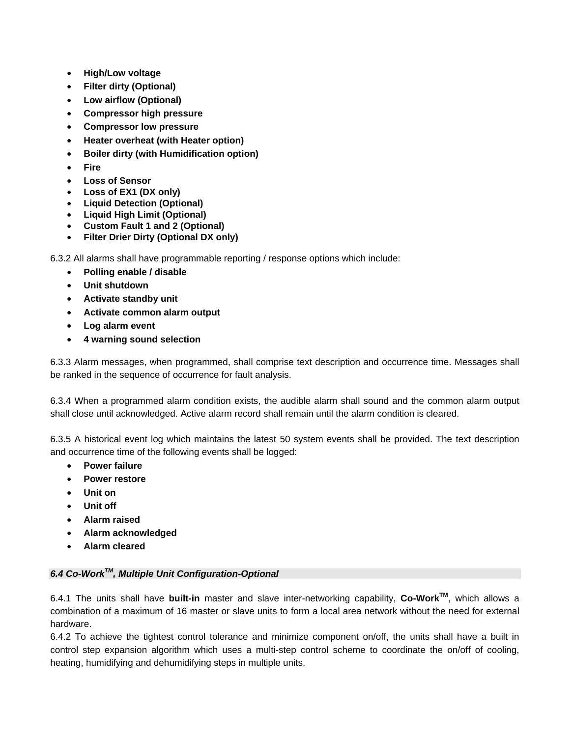- **High/Low voltage**
- **Filter dirty (Optional)**
- **Low airflow (Optional)**
- **Compressor high pressure**
- **Compressor low pressure**
- **Heater overheat (with Heater option)**
- **Boiler dirty (with Humidification option)**
- **Fire**
- **Loss of Sensor**
- **Loss of EX1 (DX only)**
- **Liquid Detection (Optional)**
- **Liquid High Limit (Optional)**
- **Custom Fault 1 and 2 (Optional)**
- **Filter Drier Dirty (Optional DX only)**

6.3.2 All alarms shall have programmable reporting / response options which include:

- **Polling enable / disable**
- **Unit shutdown**
- **Activate standby unit**
- **Activate common alarm output**
- **Log alarm event**
- **4 warning sound selection**

6.3.3 Alarm messages, when programmed, shall comprise text description and occurrence time. Messages shall be ranked in the sequence of occurrence for fault analysis.

6.3.4 When a programmed alarm condition exists, the audible alarm shall sound and the common alarm output shall close until acknowledged. Active alarm record shall remain until the alarm condition is cleared.

6.3.5 A historical event log which maintains the latest 50 system events shall be provided. The text description and occurrence time of the following events shall be logged:

- **Power failure**
- **Power restore**
- **Unit on**
- **Unit off**
- **Alarm raised**
- **Alarm acknowledged**
- **Alarm cleared**

### *6.4 Co-Work™, Multiple Unit Configuration-Optional*

6.4.1 The units shall have **built-in** master and slave inter-networking capability, **Co-Work™**, which allows a combination of a maximum of 16 master or slave units to form a local area network without the need for external hardware.

6.4.2 To achieve the tightest control tolerance and minimize component on/off, the units shall have a built in control step expansion algorithm which uses a multi-step control scheme to coordinate the on/off of cooling, heating, humidifying and dehumidifying steps in multiple units.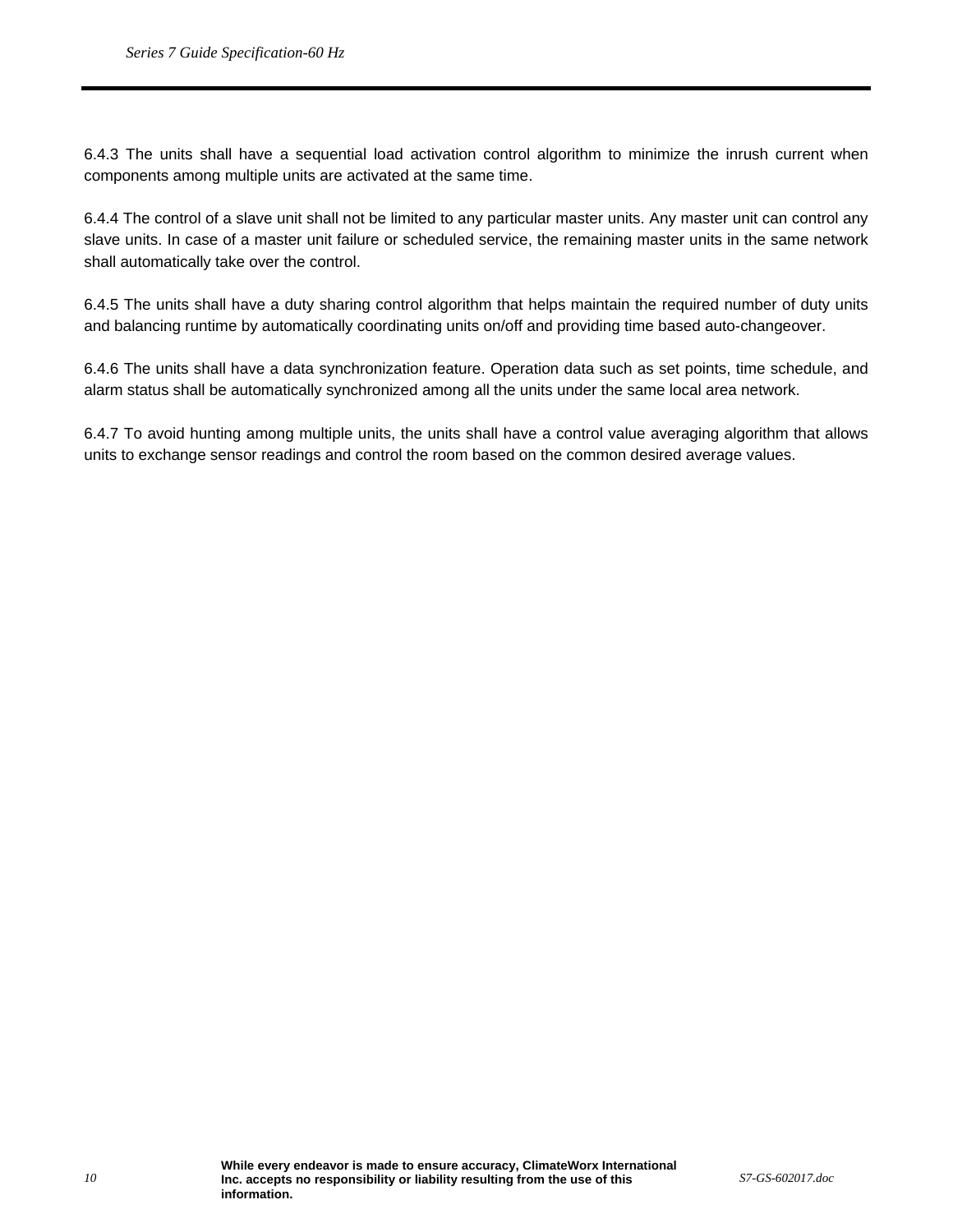6.4.3 The units shall have a sequential load activation control algorithm to minimize the inrush current when components among multiple units are activated at the same time.

6.4.4 The control of a slave unit shall not be limited to any particular master units. Any master unit can control any slave units. In case of a master unit failure or scheduled service, the remaining master units in the same network shall automatically take over the control.

6.4.5 The units shall have a duty sharing control algorithm that helps maintain the required number of duty units and balancing runtime by automatically coordinating units on/off and providing time based auto-changeover.

6.4.6 The units shall have a data synchronization feature. Operation data such as set points, time schedule, and alarm status shall be automatically synchronized among all the units under the same local area network.

6.4.7 To avoid hunting among multiple units, the units shall have a control value averaging algorithm that allows units to exchange sensor readings and control the room based on the common desired average values.